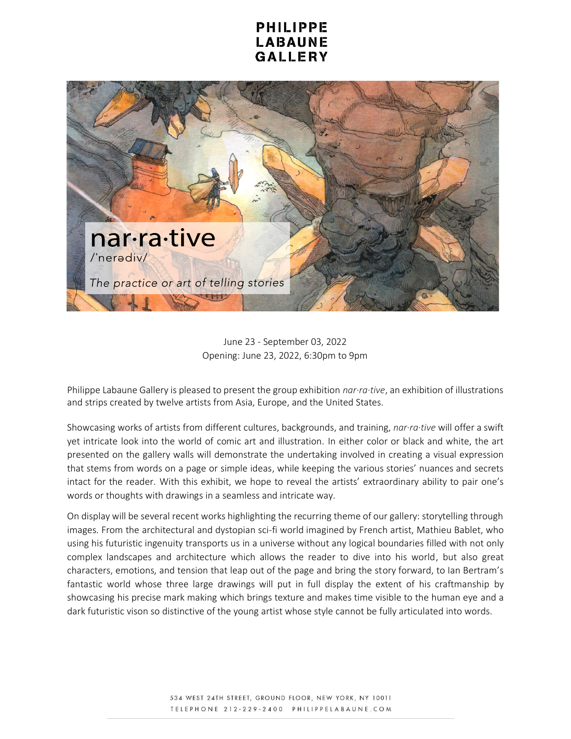# PHILIPPE LABAUNE GALLERY

nar·ra·tive

/ˈnerədiv/

*The practice or art of telling stories*

June 23 - September 03, 2022

Opening: June 23, 2022, 6:30pm to 9pm

Philippe Labaune Gallery is pleased to present the group exhibition *nar·ra·tive*, an exhibition of illustrations and strips created by twelve artists from Asia, Europe, and the United States.

Showcasing works of artists from different cultures, backgrounds, and training, *nar·ra·tive* will offer a swift yet intricate look into the world of comic art and illustration. In either color or black and white, the art presented on the gallery walls will demonstrate the undertaking involved in creating a visual expression that stems from words on a page or simple ideas, while keeping the various stories' nuances and secrets intact for the reader. With this exhibit, we hope to reveal the artists' extraordinary ability to pair one's words or thoughts with drawings in a seamless and intricate way.

On display will be several recent works highlighting the recurring theme of our gallery: storytelling through images. From the architectural and dystopian sci-fi world imagined by French artist, Mathieu Bablet, who using his futuristic ingenuity transports us in a universe without any logical boundaries filled with not only complex landscapes and architecture which allows the reader to dive into his world, but also great characters, emotions, and tension that leap out of the page and bring the story forward, to Ian Bertram's fantastic world whose three large drawings will put in full display the extent of his craftmanship by showcasing his precise mark making which brings texture and makes time visible to the human eye and a dark futuristic vison so distinctive of the young artist whose style cannot be fully articulated into words.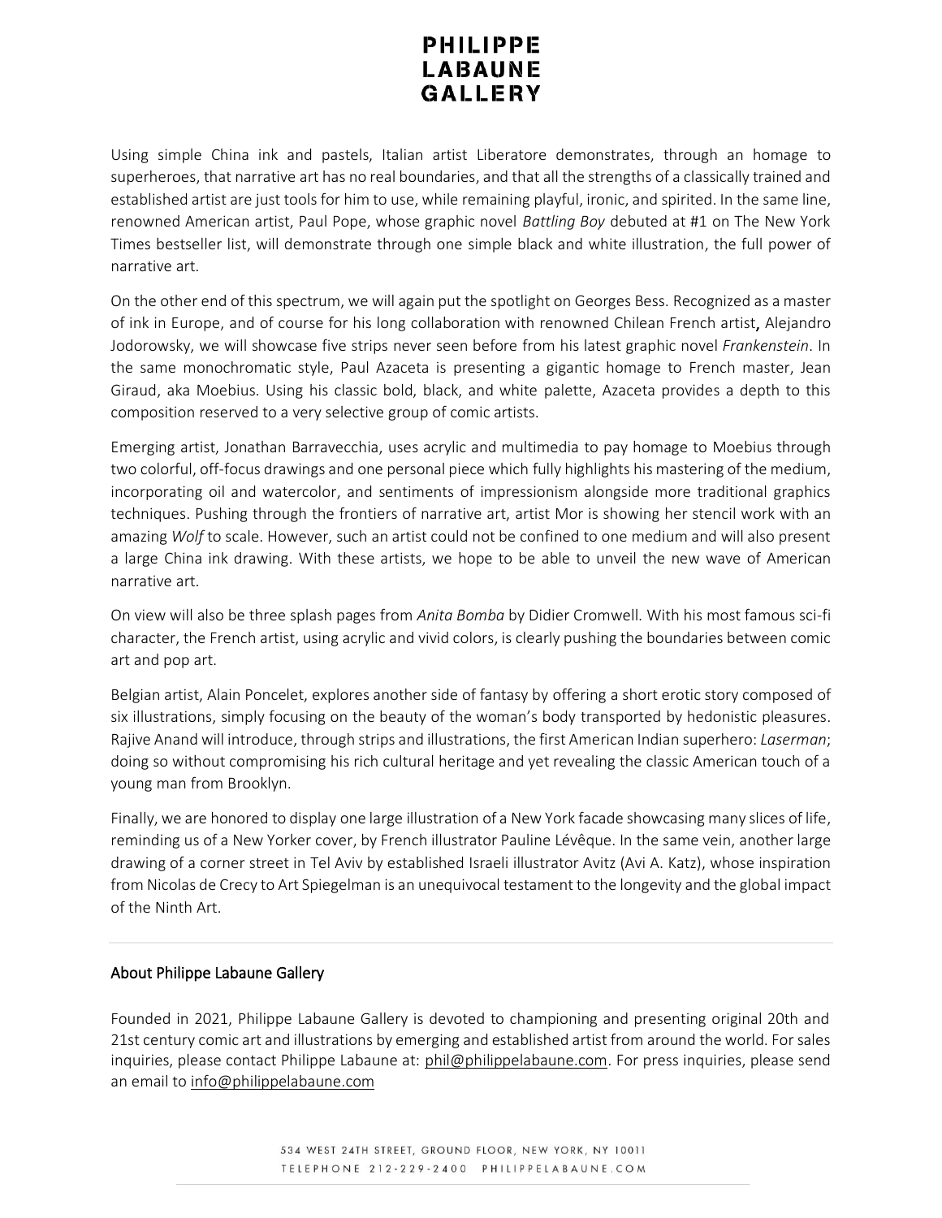Using simple China ink and pastels, Italian artist Liberatore demonstrates, through an homage to superheroes, that narrative art has no real boundaries, and that all the strengths of a classically trained and established artist are just tools for him to use, while remaining playful, ironic, and spirited. In the same line, renowned American artist, Paul Pope, whose graphic novel *Battling Boy* debuted at #1 on The New York Times bestseller list, will demonstrate through one simple black and white illustration, the full power of narrative art.

On the other end of this spectrum, we will again put the spotlight on Georges Bess. Recognized as a master of ink in Europe, and of course for his long collaboration with renowned Chilean French artist, Alejandro Jodorowsky, we will showcase five strips never seen before from his latest graphic novel *Frankenstein*. In the same monochromatic style, Paul Azaceta is presenting a gigantic homage to French master, Jean Giraud, aka Moebius. Using his classic bold, black, and white palette, Azaceta provides a depth to this composition reserved to a very selective group of comic artists.

Emerging artist, Jonathan Barravecchia, uses acrylic and multimedia to pay homage to Moebius through two colorful, off-focus drawings and one personal piece which fully highlights his mastering of the medium, incorporating oil and watercolor, and sentiments of impressionism alongside more traditional graphics techniques. Pushing through the frontiers of narrative art, artist Mor is showing her stencil work with an amazing *Wolf* to scale. However, such an artist could not be confined to one medium and will also present a large China ink drawing. With these artists, we hope to be able to unveil the new wave of American narrative art.

On view will also be three splash pages from *Anita Bomba* by Didier Cromwell. With his most famous sci-fi character, the French artist, using acrylic and vivid colors, is clearly pushing the boundaries between comic art and pop art.

Belgian artist, Alain Poncelet, explores another side of fantasy by offering a short erotic story composed of six illustrations, simply focusing on the beauty of the woman's body transported by hedonistic pleasures. Rajive Anand will introduce, through strips and illustrations, the first American Indian superhero: *Laserman*; doing so without compromising his rich cultural heritage and yet revealing the classic American touch of a young man from Brooklyn.

Finally, we are honored to display one large illustration of a New York facade showcasing many slices of life, reminding us of a New Yorker cover, by French illustrator Pauline Lévêque. In the same vein, another large drawing of a corner street in Tel Aviv by established Israeli illustrator Avitz (Avi A. Katz), whose inspiration from Nicolas de Crecy to Art Spiegelman is an unequivocal testament to the longevity and the global impact of the Ninth Art.

---

## About Philippe Labaune Gallery

Founded in 2021, Philippe Labaune Gallery is devoted to championing and presenting original 20th and 21st century comic art and illustrations by emerging and established artist from around the world. For sales inquiries, please contact Philippe Labaune at: phil@philippelabaune.com. For press inquiries, please send an email to info@philippelabaune.com